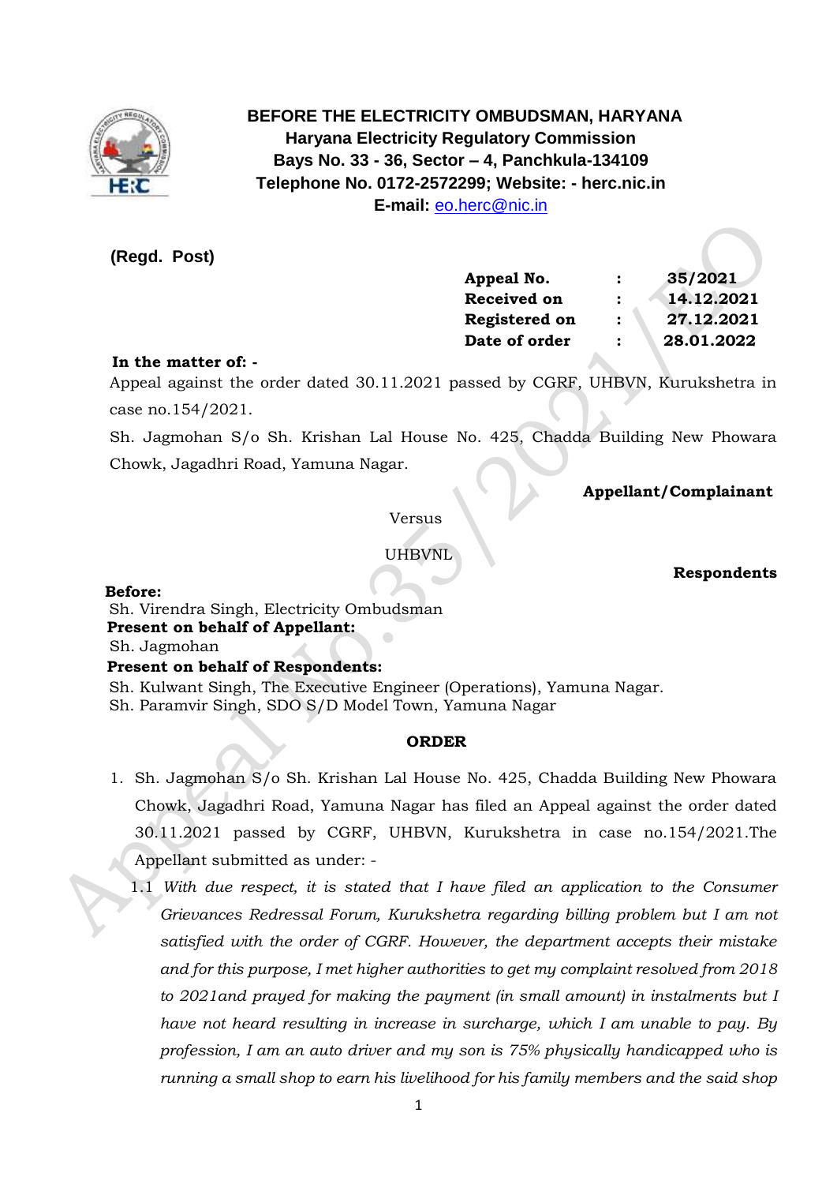**BEFORE THE ELECTRICITY OMBUDSMAN, HARYANA**
**Haryana Electricity Regulatory Commission**
**Bays No. 33 - 36, Sector – 4, Panchkula-134109**
**Telephone No. 0172-2572299; Website: - herc.nic.in**
**E-mail:** eo.herc@nic.in

**(Regd. Post)**

| | | |
|---|---|---|
| **Appeal No.** | **:** | **35/2021** |
| **Received on** | **:** | **14.12.2021** |
| **Registered on** | **:** | **27.12.2021** |
| **Date of order** | **:** | **28.01.2022** |

**In the matter of: -**

Appeal against the order dated 30.11.2021 passed by CGRF, UHBVN, Kurukshetra in case no.154/2021.

Sh. Jagmohan S/o Sh. Krishan Lal House No. 425, Chadda Building New Phowara Chowk, Jagadhri Road, Yamuna Nagar.

**Appellant/Complainant**

Versus

UHBVNL

**Respondents**

**Before:**
Sh. Virendra Singh, Electricity Ombudsman
**Present on behalf of Appellant:**
Sh. Jagmohan
**Present on behalf of Respondents:**
Sh. Kulwant Singh, The Executive Engineer (Operations), Yamuna Nagar.
Sh. Paramvir Singh, SDO S/D Model Town, Yamuna Nagar

**ORDER**

1. Sh. Jagmohan S/o Sh. Krishan Lal House No. 425, Chadda Building New Phowara Chowk, Jagadhri Road, Yamuna Nagar has filed an Appeal against the order dated 30.11.2021 passed by CGRF, UHBVN, Kurukshetra in case no.154/2021.The Appellant submitted as under: -

   1.1 *With due respect, it is stated that I have filed an application to the Consumer Grievances Redressal Forum, Kurukshetra regarding billing problem but I am not satisfied with the order of CGRF. However, the department accepts their mistake and for this purpose, I met higher authorities to get my complaint resolved from 2018 to 2021and prayed for making the payment (in small amount) in instalments but I have not heard resulting in increase in surcharge, which I am unable to pay. By profession, I am an auto driver and my son is 75% physically handicapped who is running a small shop to earn his livelihood for his family members and the said shop*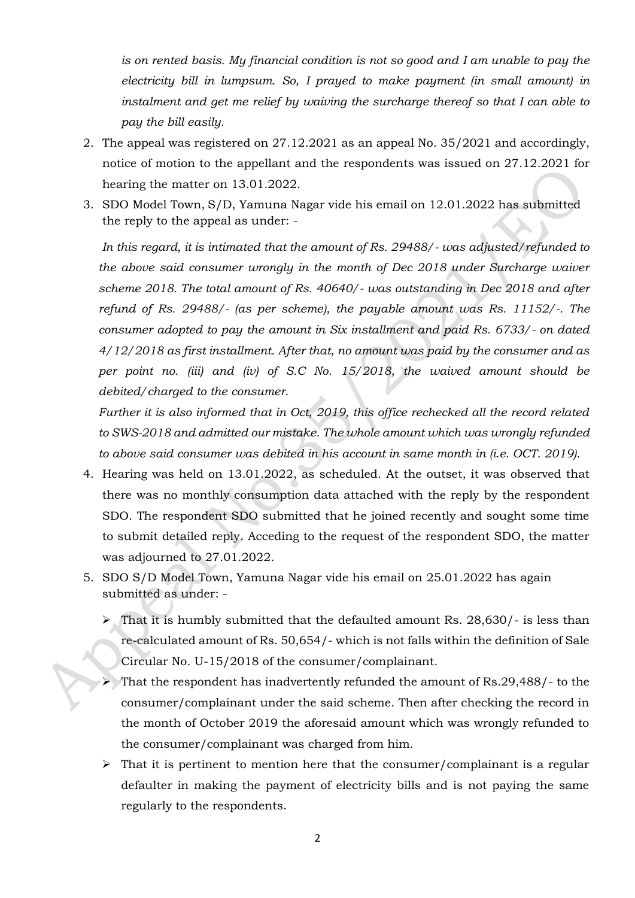*is on rented basis. My financial condition is not so good and I am unable to pay the electricity bill in lumpsum. So, I prayed to make payment (in small amount) in instalment and get me relief by waiving the surcharge thereof so that I can able to pay the bill easily.*

2. The appeal was registered on 27.12.2021 as an appeal No. 35/2021 and accordingly, notice of motion to the appellant and the respondents was issued on 27.12.2021 for hearing the matter on 13.01.2022.

3. SDO Model Town, S/D, Yamuna Nagar vide his email on 12.01.2022 has submitted the reply to the appeal as under: -

   *In this regard, it is intimated that the amount of Rs. 29488/- was adjusted/refunded to the above said consumer wrongly in the month of Dec 2018 under Surcharge waiver scheme 2018. The total amount of Rs. 40640/- was outstanding in Dec 2018 and after refund of Rs. 29488/- (as per scheme), the payable amount was Rs. 11152/-. The consumer adopted to pay the amount in Six installment and paid Rs. 6733/- on dated 4/12/2018 as first installment. After that, no amount was paid by the consumer and as per point no. (iii) and (iv) of S.C No. 15/2018, the waived amount should be debited/charged to the consumer.*

   *Further it is also informed that in Oct, 2019, this office rechecked all the record related to SWS-2018 and admitted our mistake. The whole amount which was wrongly refunded to above said consumer was debited in his account in same month in (i.e. OCT. 2019).*

4. Hearing was held on 13.01.2022, as scheduled. At the outset, it was observed that there was no monthly consumption data attached with the reply by the respondent SDO. The respondent SDO submitted that he joined recently and sought some time to submit detailed reply. Acceding to the request of the respondent SDO, the matter was adjourned to 27.01.2022.

5. SDO S/D Model Town, Yamuna Nagar vide his email on 25.01.2022 has again submitted as under: -

   - That it is humbly submitted that the defaulted amount Rs. 28,630/- is less than re-calculated amount of Rs. 50,654/- which is not falls within the definition of Sale Circular No. U-15/2018 of the consumer/complainant.
   - That the respondent has inadvertently refunded the amount of Rs.29,488/- to the consumer/complainant under the said scheme. Then after checking the record in the month of October 2019 the aforesaid amount which was wrongly refunded to the consumer/complainant was charged from him.
   - That it is pertinent to mention here that the consumer/complainant is a regular defaulter in making the payment of electricity bills and is not paying the same regularly to the respondents.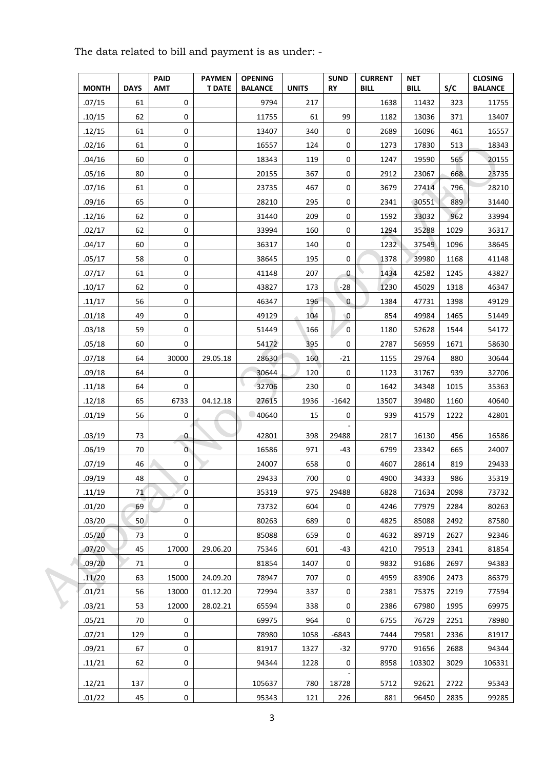The data related to bill and payment is as under: -

| MONTH | DAYS | PAID AMT | PAYMENT DATE | OPENING BALANCE | UNITS | SUNDRY | CURRENT BILL | NET BILL | S/C | CLOSING BALANCE |
|---|---|---|---|---|---|---|---|---|---|---|
| .07/15 | 61 | 0 | | 9794 | 217 | | 1638 | 11432 | 323 | 11755 |
| .10/15 | 62 | 0 | | 11755 | 61 | 99 | 1182 | 13036 | 371 | 13407 |
| .12/15 | 61 | 0 | | 13407 | 340 | 0 | 2689 | 16096 | 461 | 16557 |
| .02/16 | 61 | 0 | | 16557 | 124 | 0 | 1273 | 17830 | 513 | 18343 |
| .04/16 | 60 | 0 | | 18343 | 119 | 0 | 1247 | 19590 | 565 | 20155 |
| .05/16 | 80 | 0 | | 20155 | 367 | 0 | 2912 | 23067 | 668 | 23735 |
| .07/16 | 61 | 0 | | 23735 | 467 | 0 | 3679 | 27414 | 796 | 28210 |
| .09/16 | 65 | 0 | | 28210 | 295 | 0 | 2341 | 30551 | 889 | 31440 |
| .12/16 | 62 | 0 | | 31440 | 209 | 0 | 1592 | 33032 | 962 | 33994 |
| .02/17 | 62 | 0 | | 33994 | 160 | 0 | 1294 | 35288 | 1029 | 36317 |
| .04/17 | 60 | 0 | | 36317 | 140 | 0 | 1232 | 37549 | 1096 | 38645 |
| .05/17 | 58 | 0 | | 38645 | 195 | 0 | 1378 | 39980 | 1168 | 41148 |
| .07/17 | 61 | 0 | | 41148 | 207 | 0 | 1434 | 42582 | 1245 | 43827 |
| .10/17 | 62 | 0 | | 43827 | 173 | -28 | 1230 | 45029 | 1318 | 46347 |
| .11/17 | 56 | 0 | | 46347 | 196 | 0 | 1384 | 47731 | 1398 | 49129 |
| .01/18 | 49 | 0 | | 49129 | 104 | 0 | 854 | 49984 | 1465 | 51449 |
| .03/18 | 59 | 0 | | 51449 | 166 | 0 | 1180 | 52628 | 1544 | 54172 |
| .05/18 | 60 | 0 | | 54172 | 395 | 0 | 2787 | 56959 | 1671 | 58630 |
| .07/18 | 64 | 30000 | 29.05.18 | 28630 | 160 | -21 | 1155 | 29764 | 880 | 30644 |
| .09/18 | 64 | 0 | | 30644 | 120 | 0 | 1123 | 31767 | 939 | 32706 |
| .11/18 | 64 | 0 | | 32706 | 230 | 0 | 1642 | 34348 | 1015 | 35363 |
| .12/18 | 65 | 6733 | 04.12.18 | 27615 | 1936 | -1642 | 13507 | 39480 | 1160 | 40640 |
| .01/19 | 56 | 0 | | 40640 | 15 | 0 | 939 | 41579 | 1222 | 42801 |
| .03/19 | 73 | 0 | | 42801 | 398 | -29488 | 2817 | 16130 | 456 | 16586 |
| .06/19 | 70 | 0 | | 16586 | 971 | -43 | 6799 | 23342 | 665 | 24007 |
| .07/19 | 46 | 0 | | 24007 | 658 | 0 | 4607 | 28614 | 819 | 29433 |
| .09/19 | 48 | 0 | | 29433 | 700 | 0 | 4900 | 34333 | 986 | 35319 |
| .11/19 | 71 | 0 | | 35319 | 975 | 29488 | 6828 | 71634 | 2098 | 73732 |
| .01/20 | 69 | 0 | | 73732 | 604 | 0 | 4246 | 77979 | 2284 | 80263 |
| .03/20 | 50 | 0 | | 80263 | 689 | 0 | 4825 | 85088 | 2492 | 87580 |
| .05/20 | 73 | 0 | | 85088 | 659 | 0 | 4632 | 89719 | 2627 | 92346 |
| .07/20 | 45 | 17000 | 29.06.20 | 75346 | 601 | -43 | 4210 | 79513 | 2341 | 81854 |
| .09/20 | 71 | 0 | | 81854 | 1407 | 0 | 9832 | 91686 | 2697 | 94383 |
| .11/20 | 63 | 15000 | 24.09.20 | 78947 | 707 | 0 | 4959 | 83906 | 2473 | 86379 |
| .01/21 | 56 | 13000 | 01.12.20 | 72994 | 337 | 0 | 2381 | 75375 | 2219 | 77594 |
| .03/21 | 53 | 12000 | 28.02.21 | 65594 | 338 | 0 | 2386 | 67980 | 1995 | 69975 |
| .05/21 | 70 | 0 | | 69975 | 964 | 0 | 6755 | 76729 | 2251 | 78980 |
| .07/21 | 129 | 0 | | 78980 | 1058 | -6843 | 7444 | 79581 | 2336 | 81917 |
| .09/21 | 67 | 0 | | 81917 | 1327 | -32 | 9770 | 91656 | 2688 | 94344 |
| .11/21 | 62 | 0 | | 94344 | 1228 | 0 | 8958 | 103302 | 3029 | 106331 |
| .12/21 | 137 | 0 | | 105637 | 780 | -18728 | 5712 | 92621 | 2722 | 95343 |
| .01/22 | 45 | 0 | | 95343 | 121 | 226 | 881 | 96450 | 2835 | 99285 |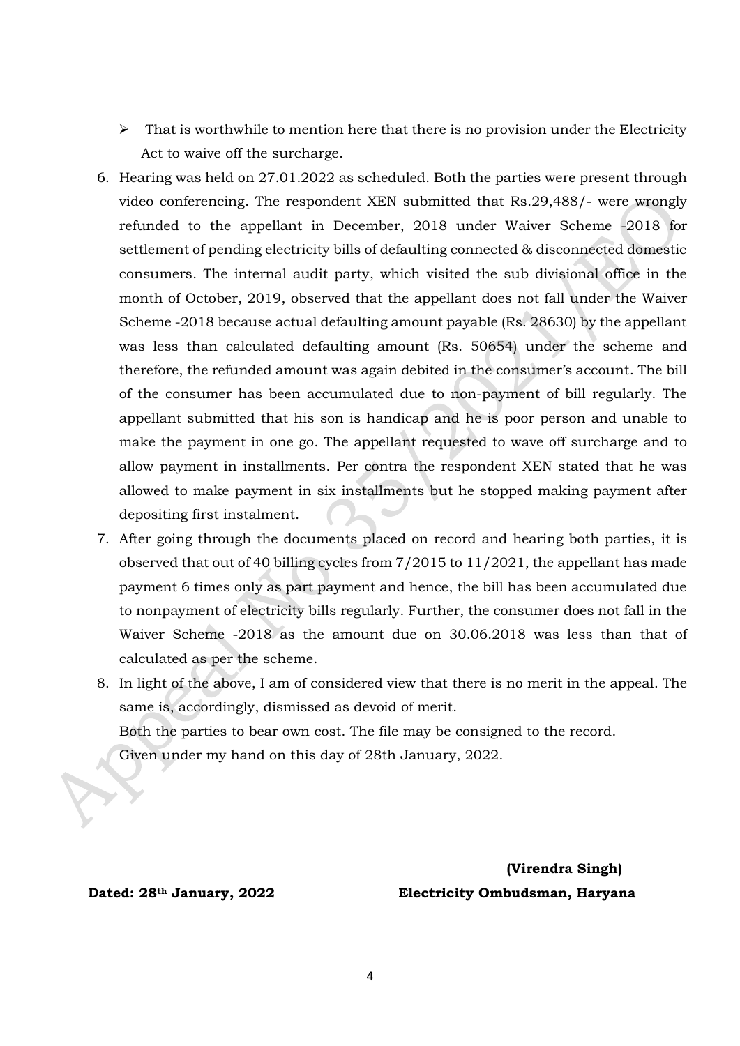- That is worthwhile to mention here that there is no provision under the Electricity Act to waive off the surcharge.

6. Hearing was held on 27.01.2022 as scheduled. Both the parties were present through video conferencing. The respondent XEN submitted that Rs.29,488/- were wrongly refunded to the appellant in December, 2018 under Waiver Scheme -2018 for settlement of pending electricity bills of defaulting connected & disconnected domestic consumers. The internal audit party, which visited the sub divisional office in the month of October, 2019, observed that the appellant does not fall under the Waiver Scheme -2018 because actual defaulting amount payable (Rs. 28630) by the appellant was less than calculated defaulting amount (Rs. 50654) under the scheme and therefore, the refunded amount was again debited in the consumer's account. The bill of the consumer has been accumulated due to non-payment of bill regularly. The appellant submitted that his son is handicap and he is poor person and unable to make the payment in one go. The appellant requested to wave off surcharge and to allow payment in installments. Per contra the respondent XEN stated that he was allowed to make payment in six installments but he stopped making payment after depositing first instalment.
7. After going through the documents placed on record and hearing both parties, it is observed that out of 40 billing cycles from 7/2015 to 11/2021, the appellant has made payment 6 times only as part payment and hence, the bill has been accumulated due to nonpayment of electricity bills regularly. Further, the consumer does not fall in the Waiver Scheme -2018 as the amount due on 30.06.2018 was less than that of calculated as per the scheme.
8. In light of the above, I am of considered view that there is no merit in the appeal. The same is, accordingly, dismissed as devoid of merit.

   Both the parties to bear own cost. The file may be consigned to the record.

   Given under my hand on this day of 28th January, 2022.

**(Virendra Singh)**

**Dated: 28th January, 2022** **Electricity Ombudsman, Haryana**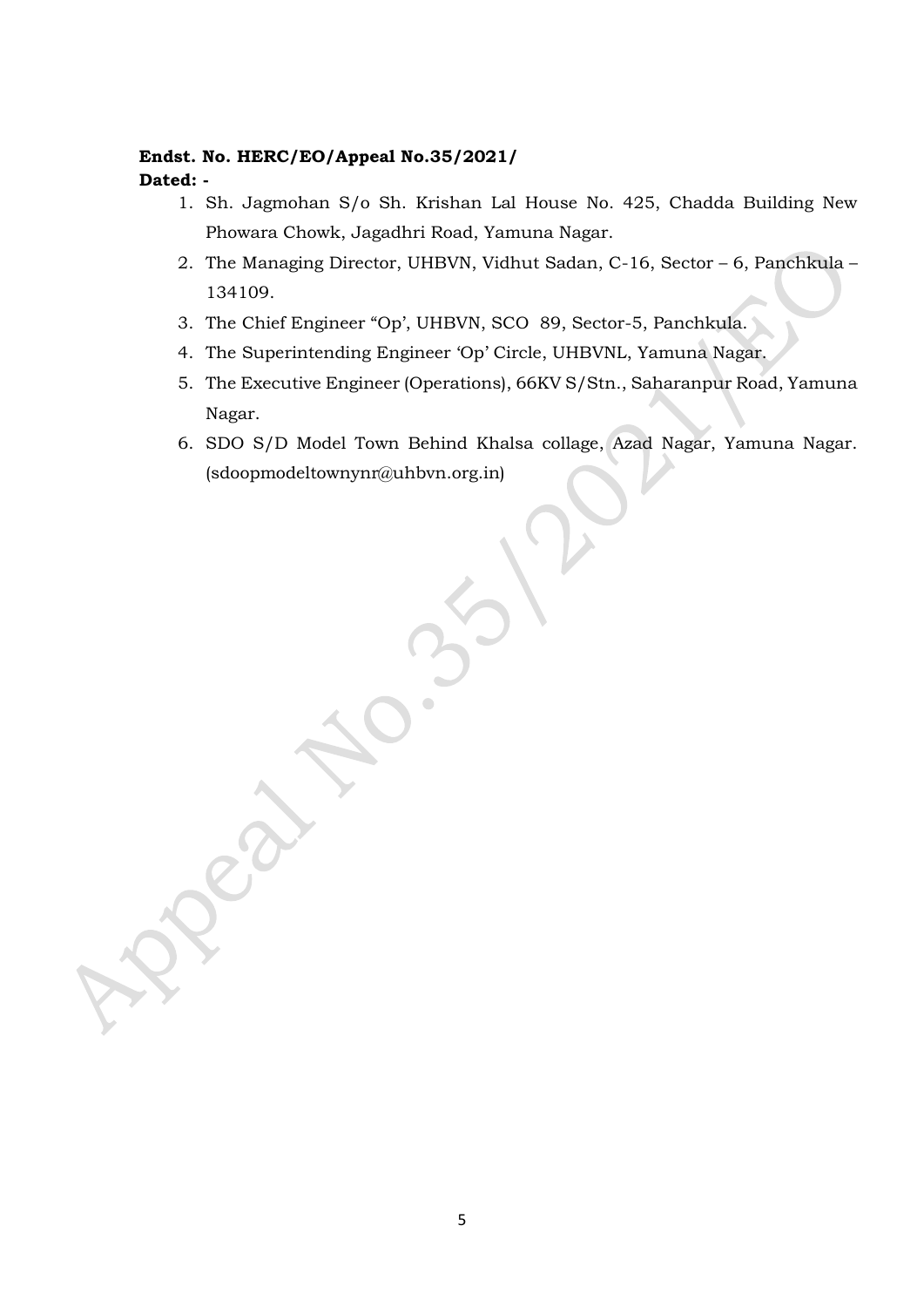**Endst. No. HERC/EO/Appeal No.35/2021/**
**Dated: -**

1. Sh. Jagmohan S/o Sh. Krishan Lal House No. 425, Chadda Building New Phowara Chowk, Jagadhri Road, Yamuna Nagar.
2. The Managing Director, UHBVN, Vidhut Sadan, C-16, Sector – 6, Panchkula – 134109.
3. The Chief Engineer "Op', UHBVN, SCO 89, Sector-5, Panchkula.
4. The Superintending Engineer 'Op' Circle, UHBVNL, Yamuna Nagar.
5. The Executive Engineer (Operations), 66KV S/Stn., Saharanpur Road, Yamuna Nagar.
6. SDO S/D Model Town Behind Khalsa collage, Azad Nagar, Yamuna Nagar. (sdoopmodeltownynr@uhbvn.org.in)